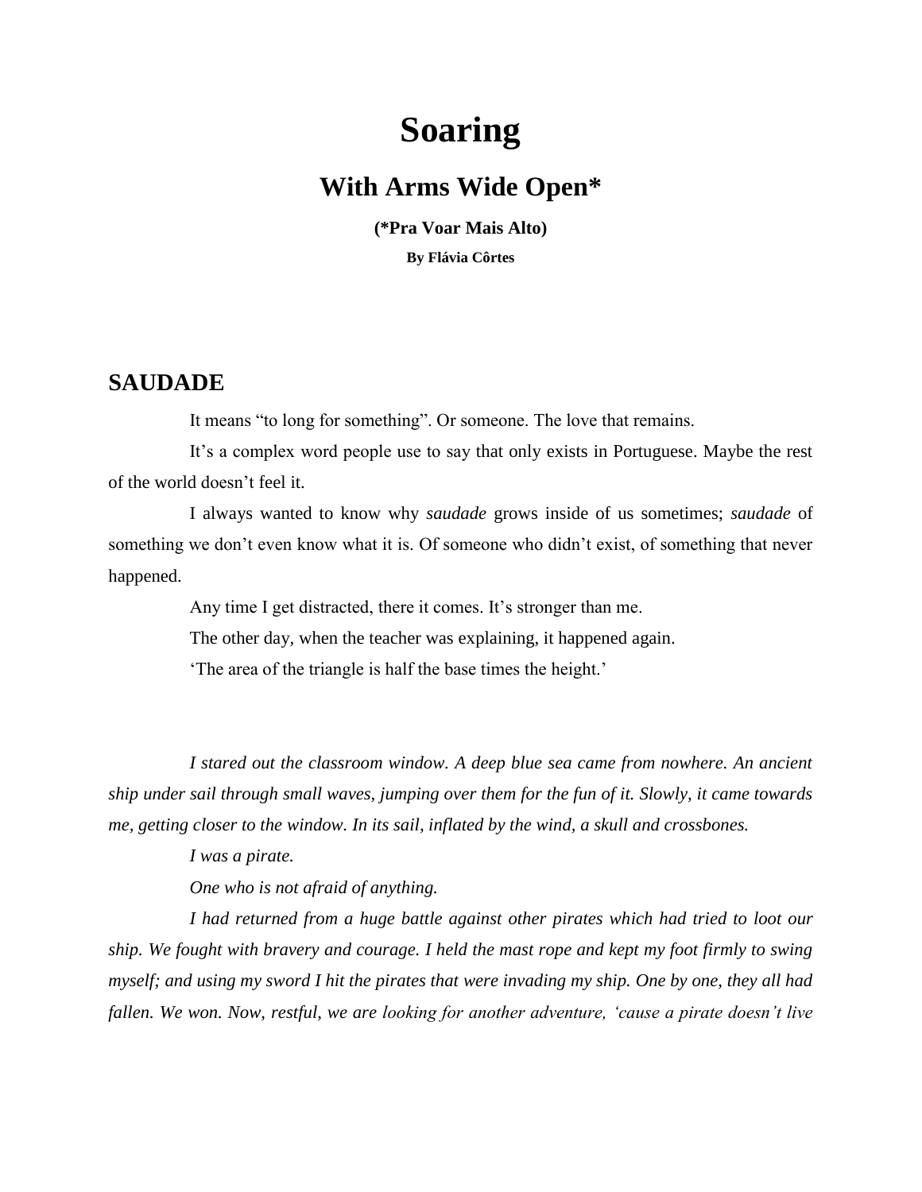# Soaring

## With Arms Wide Open*

**(*Pra Voar Mais Alto)**

**By Flávia Côrtes**

## SAUDADE

It means "to long for something". Or someone. The love that remains.

It's a complex word people use to say that only exists in Portuguese. Maybe the rest of the world doesn't feel it.

I always wanted to know why *saudade* grows inside of us sometimes; *saudade* of something we don't even know what it is. Of someone who didn't exist, of something that never happened.

Any time I get distracted, there it comes. It's stronger than me.

The other day, when the teacher was explaining, it happened again.

'The area of the triangle is half the base times the height.'

*I stared out the classroom window. A deep blue sea came from nowhere. An ancient ship under sail through small waves, jumping over them for the fun of it. Slowly, it came towards me, getting closer to the window. In its sail, inflated by the wind, a skull and crossbones.*

*I was a pirate.*

*One who is not afraid of anything.*

*I had returned from a huge battle against other pirates which had tried to loot our ship. We fought with bravery and courage. I held the mast rope and kept my foot firmly to swing myself; and using my sword I hit the pirates that were invading my ship. One by one, they all had fallen. We won. Now, restful, we are looking for another adventure, 'cause a pirate doesn't live*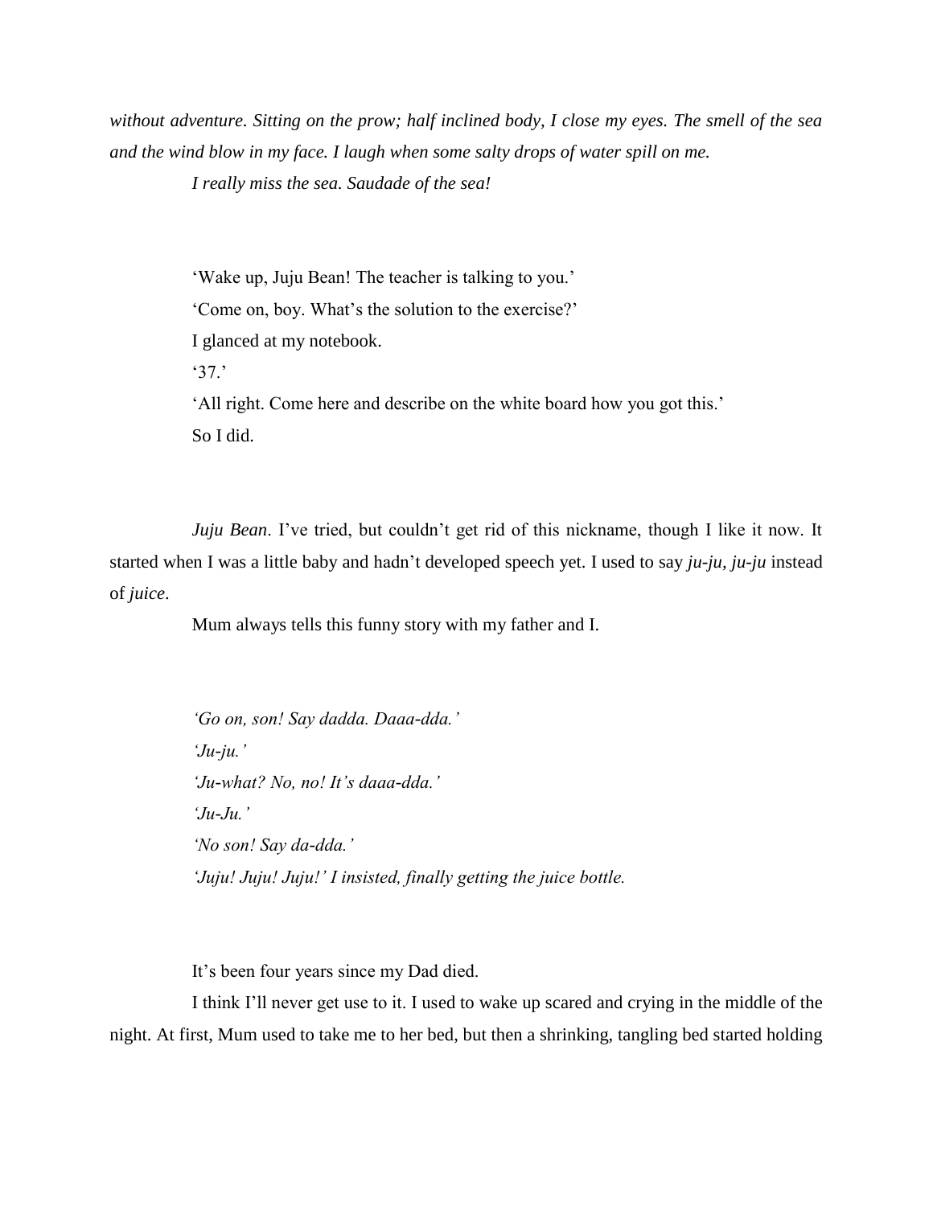*without adventure. Sitting on the prow; half inclined body, I close my eyes. The smell of the sea and the wind blow in my face. I laugh when some salty drops of water spill on me.*

*I really miss the sea. Saudade of the sea!*

'Wake up, Juju Bean! The teacher is talking to you.'

'Come on, boy. What's the solution to the exercise?'

I glanced at my notebook.

'37.'

'All right. Come here and describe on the white board how you got this.'

So I did.

*Juju Bean*. I've tried, but couldn't get rid of this nickname, though I like it now. It started when I was a little baby and hadn't developed speech yet. I used to say *ju-ju, ju-ju* instead of *juice*.

Mum always tells this funny story with my father and I.

*'Go on, son! Say dadda. Daaa-dda.'*

*'Ju-ju.'*

*'Ju-what? No, no! It's daaa-dda.'*

*'Ju-Ju.'*

*'No son! Say da-dda.'*

*'Juju! Juju! Juju!' I insisted, finally getting the juice bottle.*

It's been four years since my Dad died.

I think I'll never get use to it. I used to wake up scared and crying in the middle of the night. At first, Mum used to take me to her bed, but then a shrinking, tangling bed started holding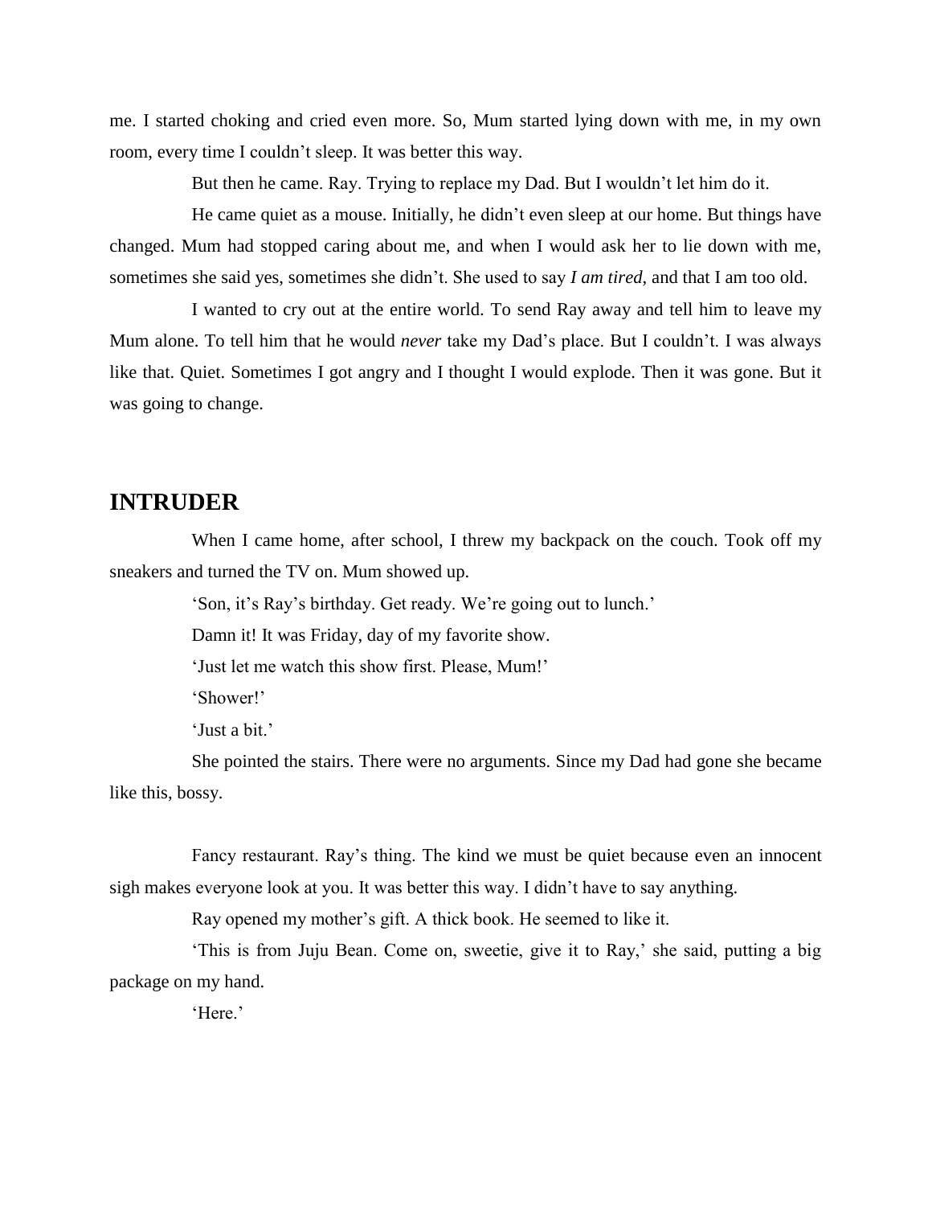me. I started choking and cried even more. So, Mum started lying down with me, in my own room, every time I couldn't sleep. It was better this way.

But then he came. Ray. Trying to replace my Dad. But I wouldn't let him do it.

He came quiet as a mouse. Initially, he didn't even sleep at our home. But things have changed. Mum had stopped caring about me, and when I would ask her to lie down with me, sometimes she said yes, sometimes she didn't. She used to say *I am tired*, and that I am too old.

I wanted to cry out at the entire world. To send Ray away and tell him to leave my Mum alone. To tell him that he would *never* take my Dad's place. But I couldn't. I was always like that. Quiet. Sometimes I got angry and I thought I would explode. Then it was gone. But it was going to change.

## INTRUDER

When I came home, after school, I threw my backpack on the couch. Took off my sneakers and turned the TV on. Mum showed up.

'Son, it's Ray's birthday. Get ready. We're going out to lunch.'

Damn it! It was Friday, day of my favorite show.

'Just let me watch this show first. Please, Mum!'

'Shower!'

'Just a bit.'

She pointed the stairs. There were no arguments. Since my Dad had gone she became like this, bossy.

Fancy restaurant. Ray's thing. The kind we must be quiet because even an innocent sigh makes everyone look at you. It was better this way. I didn't have to say anything.

Ray opened my mother's gift. A thick book. He seemed to like it.

'This is from Juju Bean. Come on, sweetie, give it to Ray,' she said, putting a big package on my hand.

'Here.'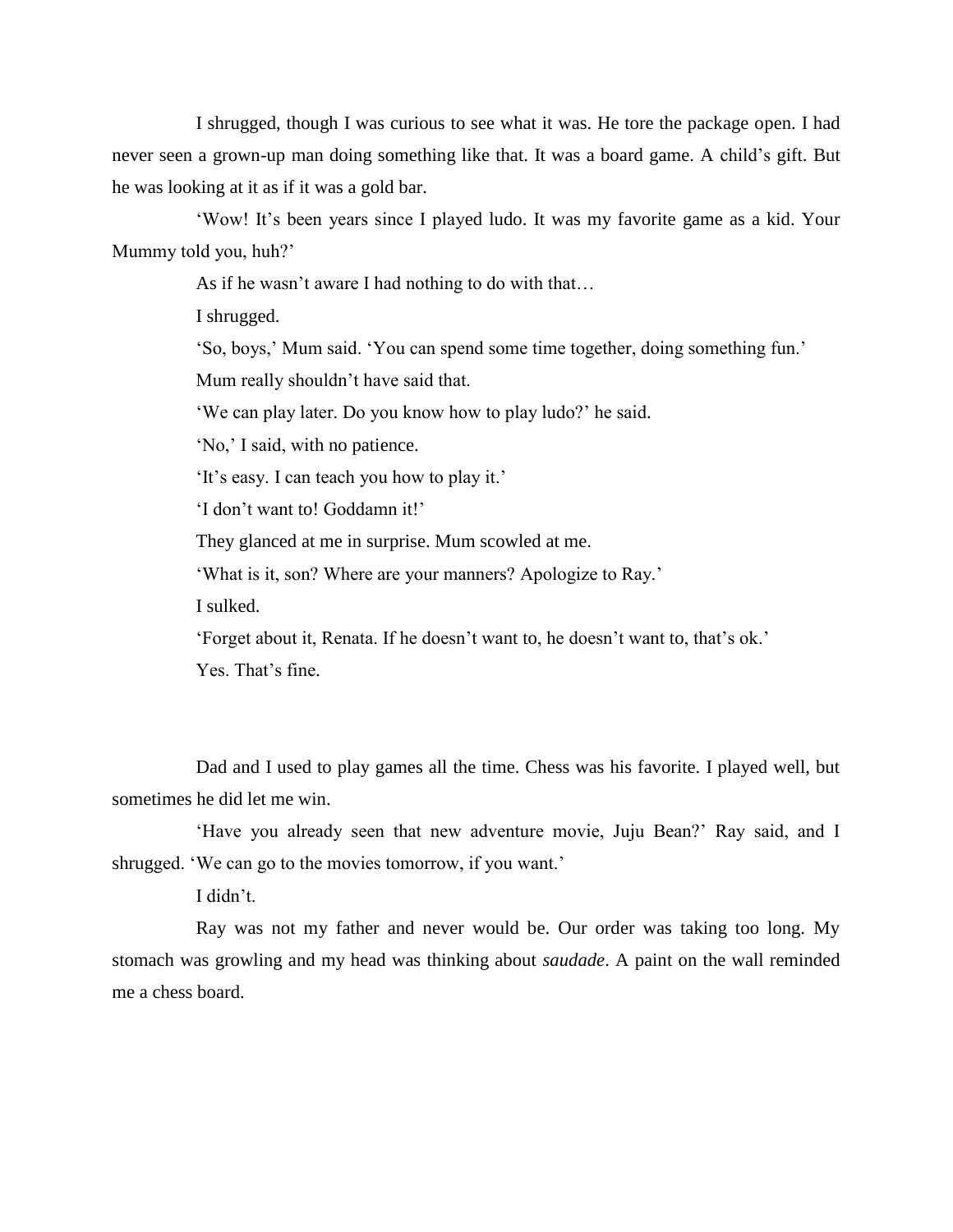I shrugged, though I was curious to see what it was. He tore the package open. I had never seen a grown-up man doing something like that. It was a board game. A child's gift. But he was looking at it as if it was a gold bar.

'Wow! It's been years since I played ludo. It was my favorite game as a kid. Your Mummy told you, huh?'

As if he wasn't aware I had nothing to do with that…

I shrugged.

'So, boys,' Mum said. 'You can spend some time together, doing something fun.'

Mum really shouldn't have said that.

'We can play later. Do you know how to play ludo?' he said.

'No,' I said, with no patience.

'It's easy. I can teach you how to play it.'

'I don't want to! Goddamn it!'

They glanced at me in surprise. Mum scowled at me.

'What is it, son? Where are your manners? Apologize to Ray.'

I sulked.

'Forget about it, Renata. If he doesn't want to, he doesn't want to, that's ok.'

Yes. That's fine.

Dad and I used to play games all the time. Chess was his favorite. I played well, but sometimes he did let me win.

'Have you already seen that new adventure movie, Juju Bean?' Ray said, and I shrugged. 'We can go to the movies tomorrow, if you want.'

I didn't.

Ray was not my father and never would be. Our order was taking too long. My stomach was growling and my head was thinking about *saudade*. A paint on the wall reminded me a chess board.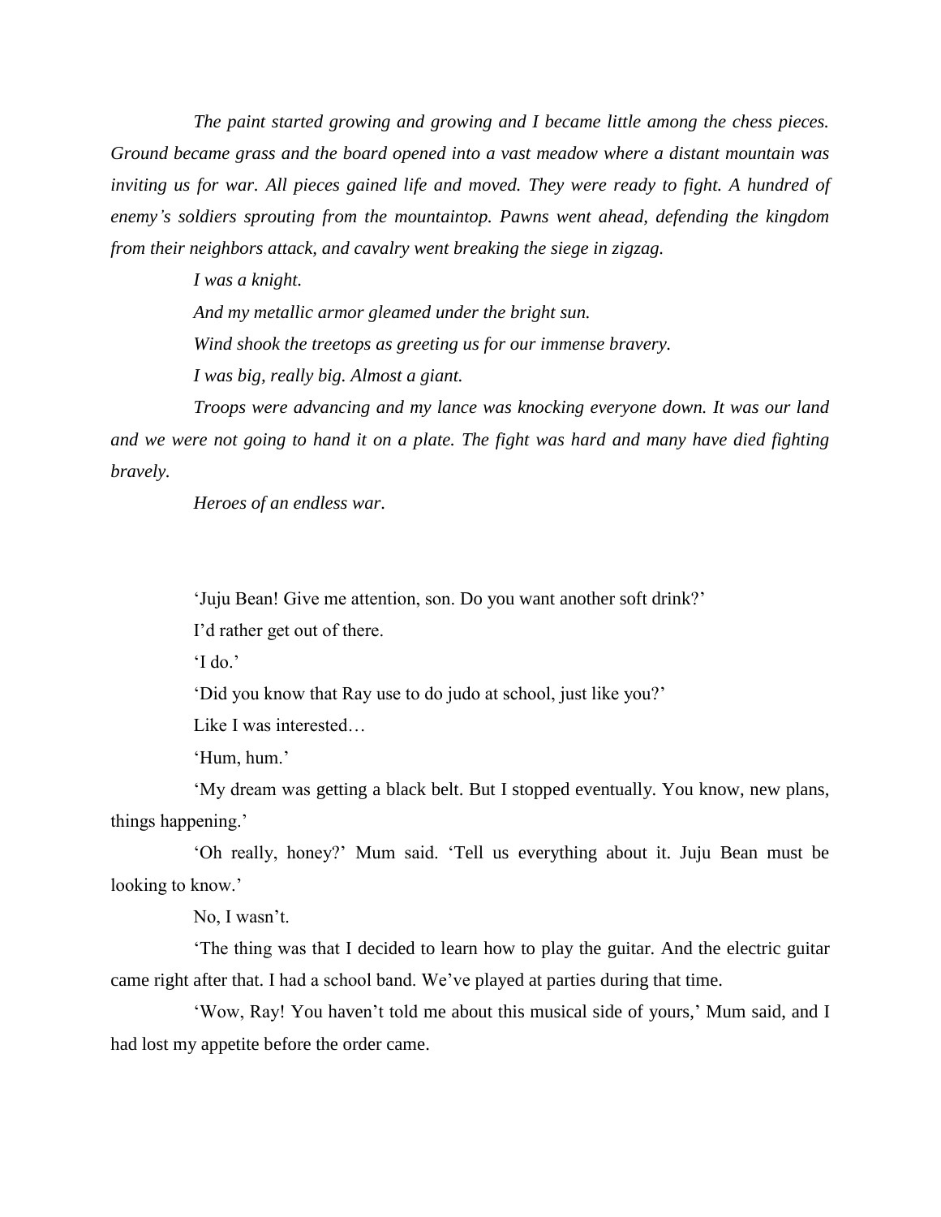*The paint started growing and growing and I became little among the chess pieces. Ground became grass and the board opened into a vast meadow where a distant mountain was inviting us for war. All pieces gained life and moved. They were ready to fight. A hundred of enemy's soldiers sprouting from the mountaintop. Pawns went ahead, defending the kingdom from their neighbors attack, and cavalry went breaking the siege in zigzag.*

*I was a knight.*

*And my metallic armor gleamed under the bright sun.*

*Wind shook the treetops as greeting us for our immense bravery.*

*I was big, really big. Almost a giant.*

*Troops were advancing and my lance was knocking everyone down. It was our land and we were not going to hand it on a plate. The fight was hard and many have died fighting bravely.*

*Heroes of an endless war.*

'Juju Bean! Give me attention, son. Do you want another soft drink?'

I'd rather get out of there.

'I do.'

'Did you know that Ray use to do judo at school, just like you?'

Like I was interested…

'Hum, hum.'

'My dream was getting a black belt. But I stopped eventually. You know, new plans, things happening.'

'Oh really, honey?' Mum said. 'Tell us everything about it. Juju Bean must be looking to know.'

No, I wasn't.

'The thing was that I decided to learn how to play the guitar. And the electric guitar came right after that. I had a school band. We've played at parties during that time.

'Wow, Ray! You haven't told me about this musical side of yours,' Mum said, and I had lost my appetite before the order came.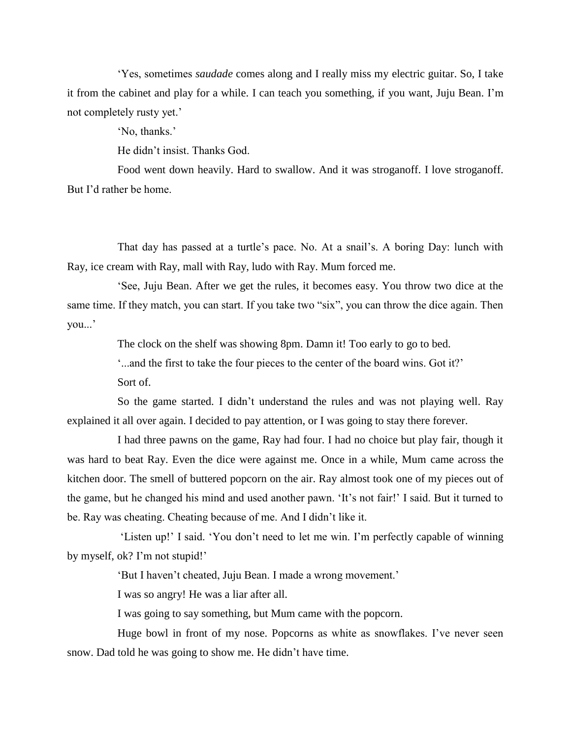'Yes, sometimes *saudade* comes along and I really miss my electric guitar. So, I take it from the cabinet and play for a while. I can teach you something, if you want, Juju Bean. I'm not completely rusty yet.'

'No, thanks.'

He didn't insist. Thanks God.

Food went down heavily. Hard to swallow. And it was stroganoff. I love stroganoff. But I'd rather be home.

That day has passed at a turtle's pace. No. At a snail's. A boring Day: lunch with Ray, ice cream with Ray, mall with Ray, ludo with Ray. Mum forced me.

'See, Juju Bean. After we get the rules, it becomes easy. You throw two dice at the same time. If they match, you can start. If you take two "six", you can throw the dice again. Then you...'

The clock on the shelf was showing 8pm. Damn it! Too early to go to bed.

'...and the first to take the four pieces to the center of the board wins. Got it?'

Sort of.

So the game started. I didn't understand the rules and was not playing well. Ray explained it all over again. I decided to pay attention, or I was going to stay there forever.

I had three pawns on the game, Ray had four. I had no choice but play fair, though it was hard to beat Ray. Even the dice were against me. Once in a while, Mum came across the kitchen door. The smell of buttered popcorn on the air. Ray almost took one of my pieces out of the game, but he changed his mind and used another pawn. 'It's not fair!' I said. But it turned to be. Ray was cheating. Cheating because of me. And I didn't like it.

'Listen up!' I said. 'You don't need to let me win. I'm perfectly capable of winning by myself, ok? I'm not stupid!'

'But I haven't cheated, Juju Bean. I made a wrong movement.'

I was so angry! He was a liar after all.

I was going to say something, but Mum came with the popcorn.

Huge bowl in front of my nose. Popcorns as white as snowflakes. I've never seen snow. Dad told he was going to show me. He didn't have time.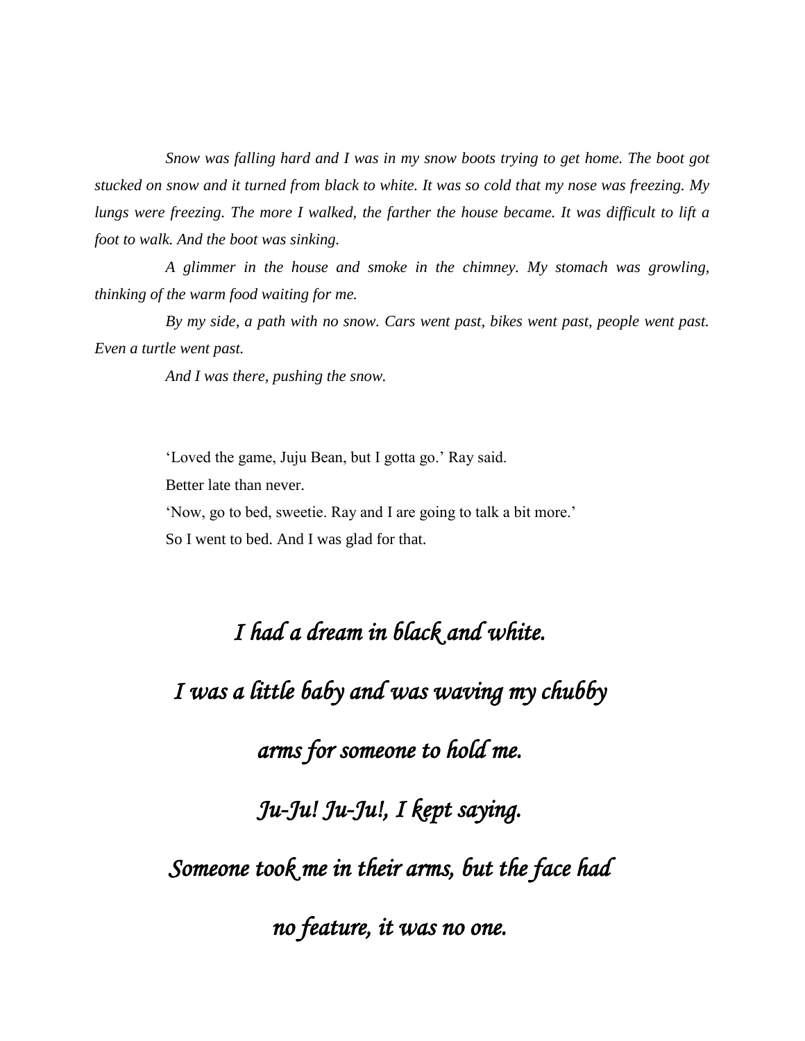*Snow was falling hard and I was in my snow boots trying to get home. The boot got stucked on snow and it turned from black to white. It was so cold that my nose was freezing. My lungs were freezing. The more I walked, the farther the house became. It was difficult to lift a foot to walk. And the boot was sinking.*

*A glimmer in the house and smoke in the chimney. My stomach was growling, thinking of the warm food waiting for me.*

*By my side, a path with no snow. Cars went past, bikes went past, people went past. Even a turtle went past.*

*And I was there, pushing the snow.*

'Loved the game, Juju Bean, but I gotta go.' Ray said.

Better late than never.

'Now, go to bed, sweetie. Ray and I are going to talk a bit more.'

So I went to bed. And I was glad for that.

*I had a dream in black and white.*

*I was a little baby and was waving my chubby arms for someone to hold me.*

*Ju-Ju! Ju-Ju!, I kept saying.*

*Someone took me in their arms, but the face had no feature, it was no one.*